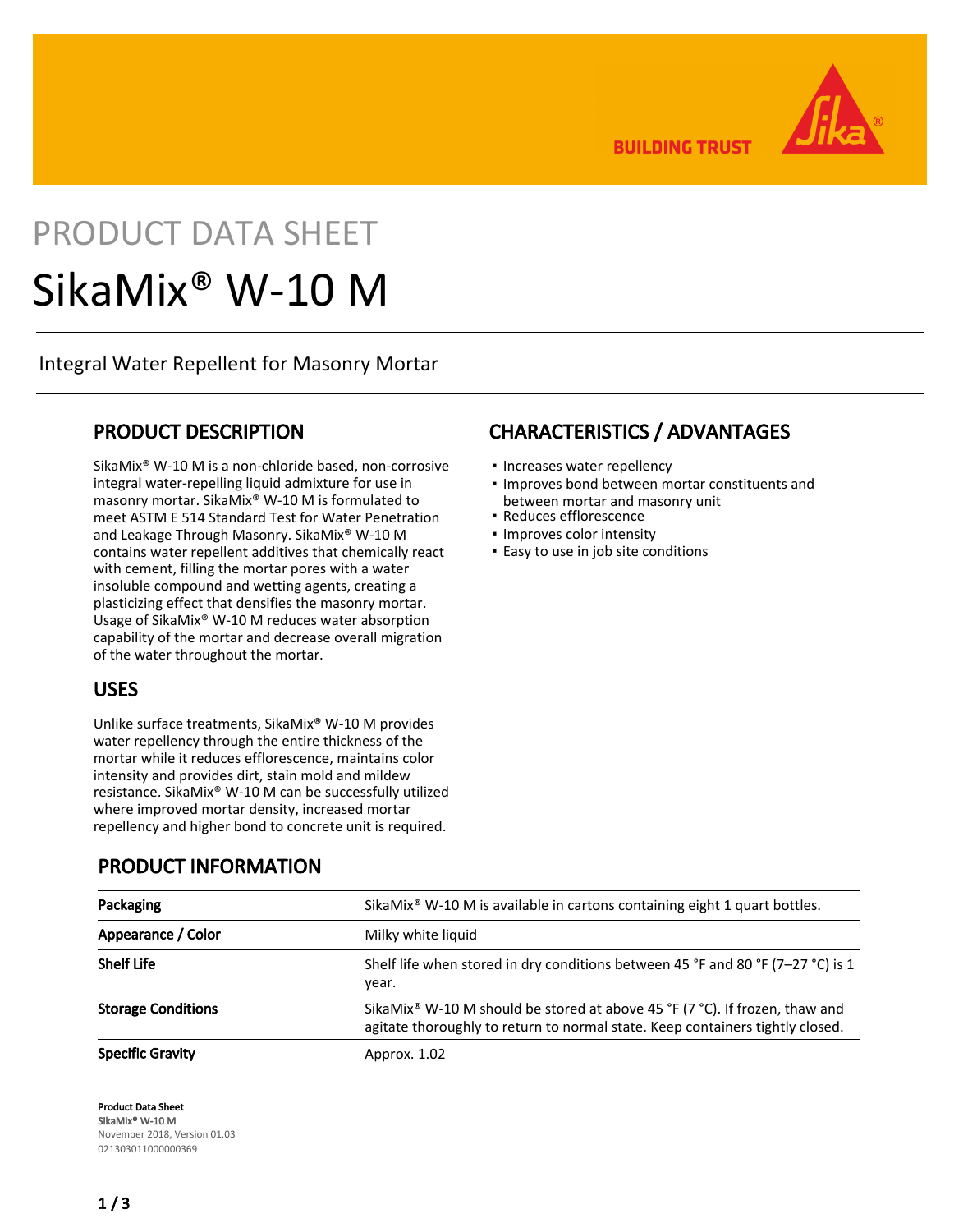BUILDING TRUST

# PRODUCT DATA SHEET

# SikaMix® W-10 M

Integral Water Repellent for Masonry Mortar

## PRODUCT DESCRIPTION

SikaMix® W-10 M is a non-chloride based, non-corrosive integral water-repelling liquid admixture for use in masonry mortar. SikaMix® W-10 M is formulated to meet ASTM E 514 Standard Test for Water Penetration and Leakage Through Masonry. SikaMix® W-10 M contains water repellent additives that chemically react with cement, filling the mortar pores with a water insoluble compound and wetting agents, creating a plasticizing effect that densifies the masonry mortar. Usage of SikaMix® W-10 M reduces water absorption capability of the mortar and decrease overall migration of the water throughout the mortar.

## USES

Unlike surface treatments, SikaMix® W-10 M provides water repellency through the entire thickness of the mortar while it reduces efflorescence, maintains color intensity and provides dirt, stain mold and mildew resistance. SikaMix® W-10 M can be successfully utilized where improved mortar density, increased mortar repellency and higher bond to concrete unit is required.

## CHARACTERISTICS / ADVANTAGES

- Increases water repellency
- Improves bond between mortar constituents and between mortar and masonry unit
- Reduces efflorescence
- Improves color intensity
- Easy to use in job site conditions

## PRODUCT INFORMATION

| | |
|---|---|
| **Packaging** | SikaMix® W-10 M is available in cartons containing eight 1 quart bottles. |
| **Appearance / Color** | Milky white liquid |
| **Shelf Life** | Shelf life when stored in dry conditions between 45 °F and 80 °F (7–27 °C) is 1 year. |
| **Storage Conditions** | SikaMix® W-10 M should be stored at above 45 °F (7 °C). If frozen, thaw and agitate thoroughly to return to normal state. Keep containers tightly closed. |
| **Specific Gravity** | Approx. 1.02 |

**Product Data Sheet**
**SikaMix® W-10 M**
November 2018, Version 01.03
021303011000000369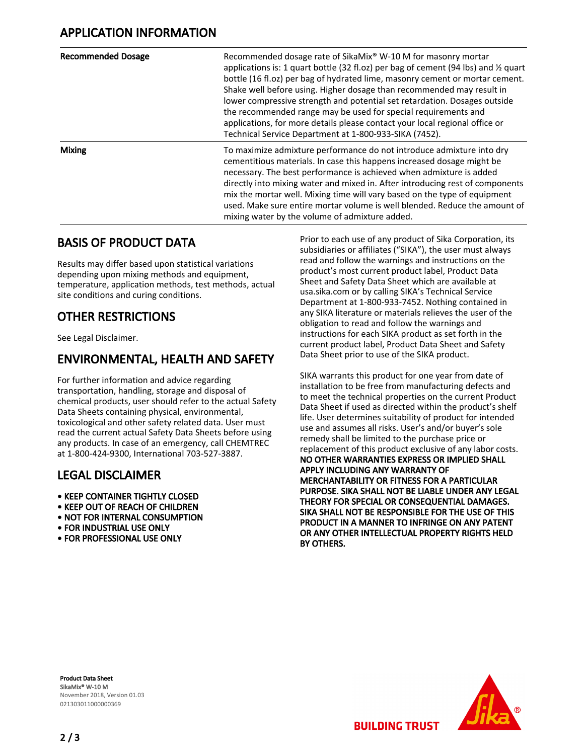## APPLICATION INFORMATION

| | |
|---|---|
| **Recommended Dosage** | Recommended dosage rate of SikaMix® W-10 M for masonry mortar applications is: 1 quart bottle (32 fl.oz) per bag of cement (94 lbs) and ½ quart bottle (16 fl.oz) per bag of hydrated lime, masonry cement or mortar cement. Shake well before using. Higher dosage than recommended may result in lower compressive strength and potential set retardation. Dosages outside the recommended range may be used for special requirements and applications, for more details please contact your local regional office or Technical Service Department at 1-800-933-SIKA (7452). |
| **Mixing** | To maximize admixture performance do not introduce admixture into dry cementitious materials. In case this happens increased dosage might be necessary. The best performance is achieved when admixture is added directly into mixing water and mixed in. After introducing rest of components mix the mortar well. Mixing time will vary based on the type of equipment used. Make sure entire mortar volume is well blended. Reduce the amount of mixing water by the volume of admixture added. |

## BASIS OF PRODUCT DATA

Results may differ based upon statistical variations depending upon mixing methods and equipment, temperature, application methods, test methods, actual site conditions and curing conditions.

## OTHER RESTRICTIONS

See Legal Disclaimer.

## ENVIRONMENTAL, HEALTH AND SAFETY

For further information and advice regarding transportation, handling, storage and disposal of chemical products, user should refer to the actual Safety Data Sheets containing physical, environmental, toxicological and other safety related data. User must read the current actual Safety Data Sheets before using any products. In case of an emergency, call CHEMTREC at 1-800-424-9300, International 703-527-3887.

## LEGAL DISCLAIMER

- **KEEP CONTAINER TIGHTLY CLOSED**
- **KEEP OUT OF REACH OF CHILDREN**
- **NOT FOR INTERNAL CONSUMPTION**
- **FOR INDUSTRIAL USE ONLY**
- **FOR PROFESSIONAL USE ONLY**

Prior to each use of any product of Sika Corporation, its subsidiaries or affiliates ("SIKA"), the user must always read and follow the warnings and instructions on the product's most current product label, Product Data Sheet and Safety Data Sheet which are available at usa.sika.com or by calling SIKA's Technical Service Department at 1-800-933-7452. Nothing contained in any SIKA literature or materials relieves the user of the obligation to read and follow the warnings and instructions for each SIKA product as set forth in the current product label, Product Data Sheet and Safety Data Sheet prior to use of the SIKA product.

SIKA warrants this product for one year from date of installation to be free from manufacturing defects and to meet the technical properties on the current Product Data Sheet if used as directed within the product's shelf life. User determines suitability of product for intended use and assumes all risks. User's and/or buyer's sole remedy shall be limited to the purchase price or replacement of this product exclusive of any labor costs. **NO OTHER WARRANTIES EXPRESS OR IMPLIED SHALL APPLY INCLUDING ANY WARRANTY OF MERCHANTABILITY OR FITNESS FOR A PARTICULAR PURPOSE. SIKA SHALL NOT BE LIABLE UNDER ANY LEGAL THEORY FOR SPECIAL OR CONSEQUENTIAL DAMAGES. SIKA SHALL NOT BE RESPONSIBLE FOR THE USE OF THIS PRODUCT IN A MANNER TO INFRINGE ON ANY PATENT OR ANY OTHER INTELLECTUAL PROPERTY RIGHTS HELD BY OTHERS.**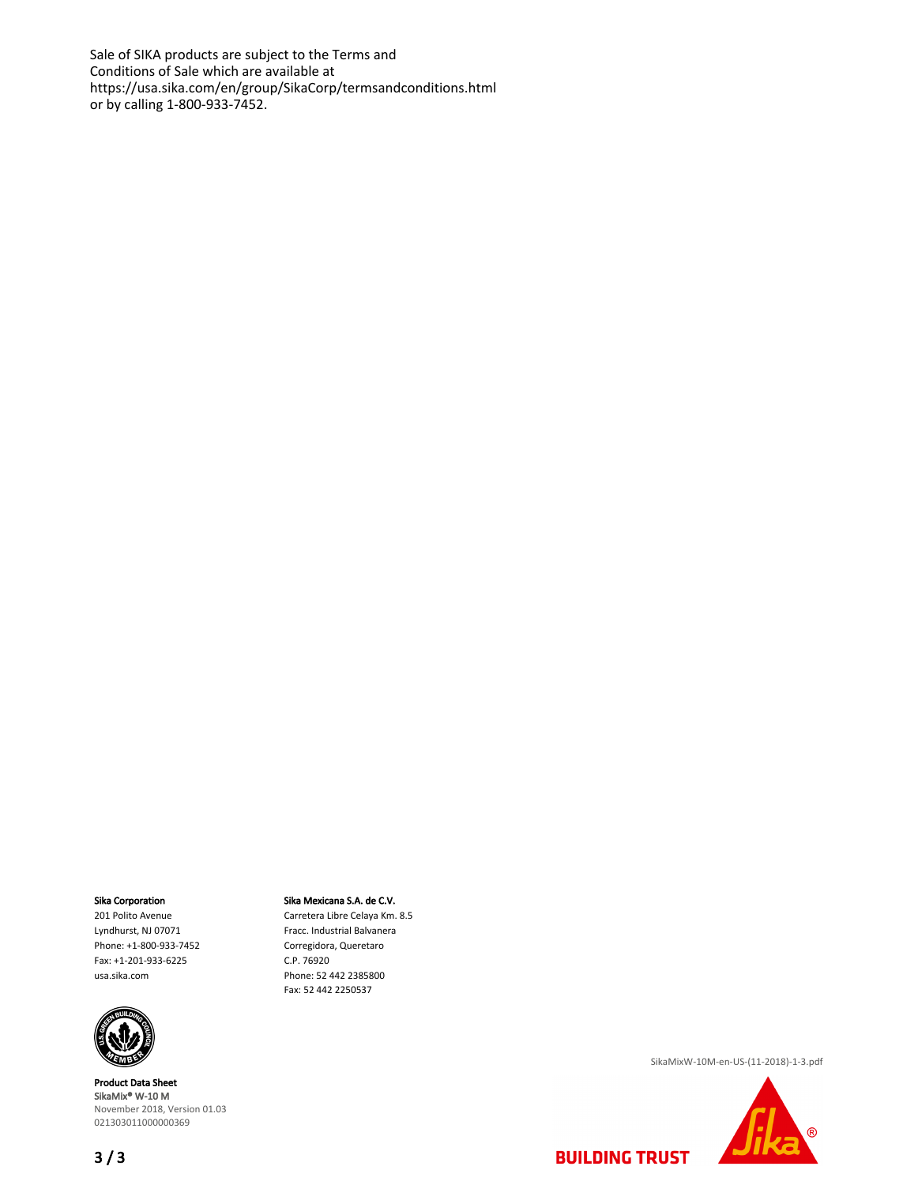Sale of SIKA products are subject to the Terms and Conditions of Sale which are available at https://usa.sika.com/en/group/SikaCorp/termsandconditions.html or by calling 1-800-933-7452.

**Sika Corporation**
201 Polito Avenue
Lyndhurst, NJ 07071
Phone: +1-800-933-7452
Fax: +1-201-933-6225
usa.sika.com

**Sika Mexicana S.A. de C.V.**
Carretera Libre Celaya Km. 8.5
Fracc. Industrial Balvanera
Corregidora, Queretaro
C.P. 76920
Phone: 52 442 2385800
Fax: 52 442 2250537

**Product Data Sheet**
**SikaMix® W-10 M**
November 2018, Version 01.03
021303011000000369

SikaMixW-10M-en-US-(11-2018)-1-3.pdf

BUILDING TRUST